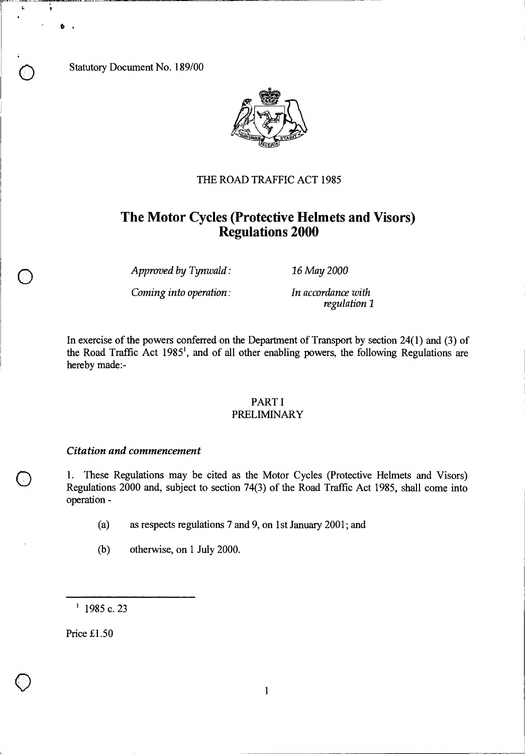Statutory Document No. 189/00

THE ROAD TRAFFIC ACT 1985

# The Motor Cycles (Protective Helmets and Visors) Regulations 2000

| | |
|---|---|
| *Approved by Tynwald:* | *16 May 2000* |
| *Coming into operation:* | *In accordance with regulation 1* |

In exercise of the powers conferred on the Department of Transport by section 24(1) and (3) of the Road Traffic Act 1985[1], and of all other enabling powers, the following Regulations are hereby made:-

## PART I
## PRELIMINARY

### *Citation and commencement*

1. These Regulations may be cited as the Motor Cycles (Protective Helmets and Visors) Regulations 2000 and, subject to section 74(3) of the Road Traffic Act 1985, shall come into operation -

    (a) as respects regulations 7 and 9, on 1st January 2001; and

    (b) otherwise, on 1 July 2000.

---

[1] 1985 c. 23

Price £1.50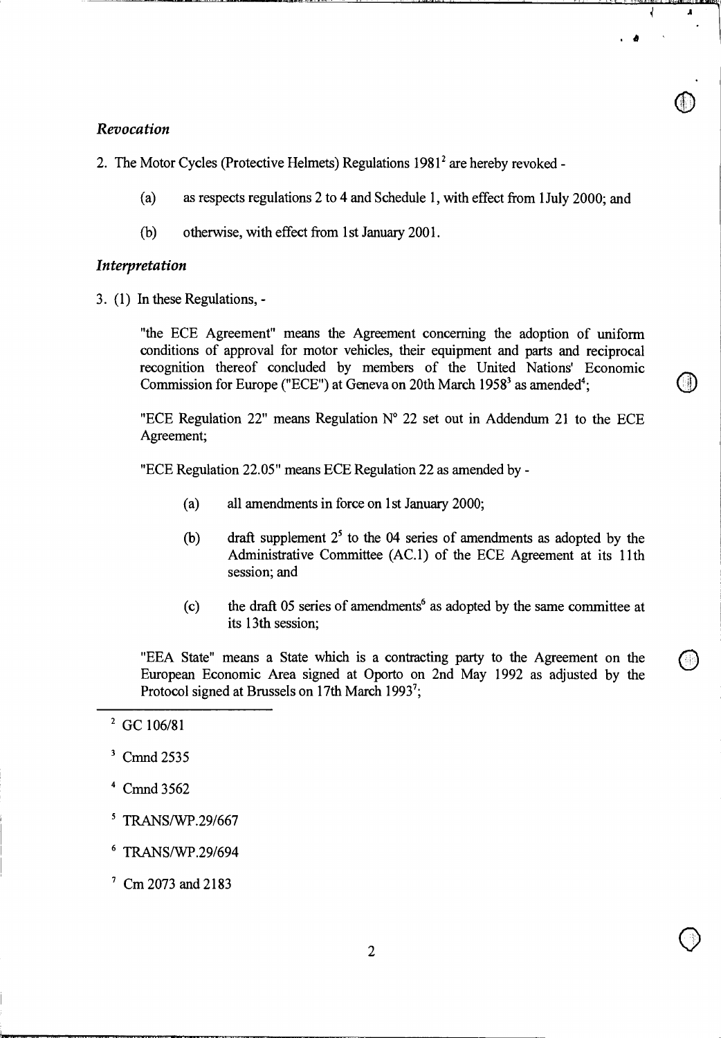### *Revocation*

2. The Motor Cycles (Protective Helmets) Regulations 1981[2] are hereby revoked -

   (a) as respects regulations 2 to 4 and Schedule 1, with effect from 1July 2000; and

   (b) otherwise, with effect from 1st January 2001.

### *Interpretation*

3. (1) In these Regulations, -

"the ECE Agreement" means the Agreement concerning the adoption of uniform conditions of approval for motor vehicles, their equipment and parts and reciprocal recognition thereof concluded by members of the United Nations' Economic Commission for Europe ("ECE") at Geneva on 20th March 1958[3] as amended[4];

"ECE Regulation 22" means Regulation N° 22 set out in Addendum 21 to the ECE Agreement;

"ECE Regulation 22.05" means ECE Regulation 22 as amended by -

   (a) all amendments in force on 1st January 2000;

   (b) draft supplement 2[5] to the 04 series of amendments as adopted by the Administrative Committee (AC.1) of the ECE Agreement at its 11th session; and

   (c) the draft 05 series of amendments[6] as adopted by the same committee at its 13th session;

"EEA State" means a State which is a contracting party to the Agreement on the European Economic Area signed at Oporto on 2nd May 1992 as adjusted by the Protocol signed at Brussels on 17th March 1993[7];

---

[2] GC 106/81

[3] Cmnd 2535

[4] Cmnd 3562

[5] TRANS/WP.29/667

[6] TRANS/WP.29/694

[7] Cm 2073 and 2183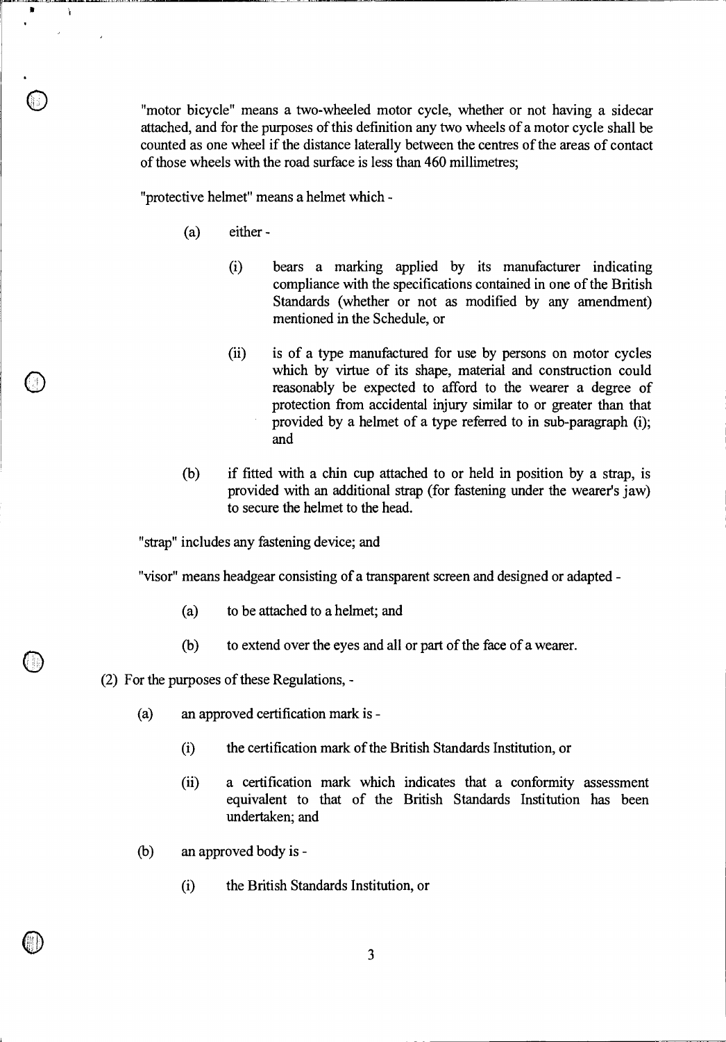"motor bicycle" means a two-wheeled motor cycle, whether or not having a sidecar attached, and for the purposes of this definition any two wheels of a motor cycle shall be counted as one wheel if the distance laterally between the centres of the areas of contact of those wheels with the road surface is less than 460 millimetres;

"protective helmet" means a helmet which -

(a) either -

(i) bears a marking applied by its manufacturer indicating compliance with the specifications contained in one of the British Standards (whether or not as modified by any amendment) mentioned in the Schedule, or

(ii) is of a type manufactured for use by persons on motor cycles which by virtue of its shape, material and construction could reasonably be expected to afford to the wearer a degree of protection from accidental injury similar to or greater than that provided by a helmet of a type referred to in sub-paragraph (i); and

(b) if fitted with a chin cup attached to or held in position by a strap, is provided with an additional strap (for fastening under the wearer's jaw) to secure the helmet to the head.

"strap" includes any fastening device; and

"visor" means headgear consisting of a transparent screen and designed or adapted -

(a) to be attached to a helmet; and

(b) to extend over the eyes and all or part of the face of a wearer.

(2) For the purposes of these Regulations, -

(a) an approved certification mark is -

(i) the certification mark of the British Standards Institution, or

(ii) a certification mark which indicates that a conformity assessment equivalent to that of the British Standards Institution has been undertaken; and

(b) an approved body is -

(i) the British Standards Institution, or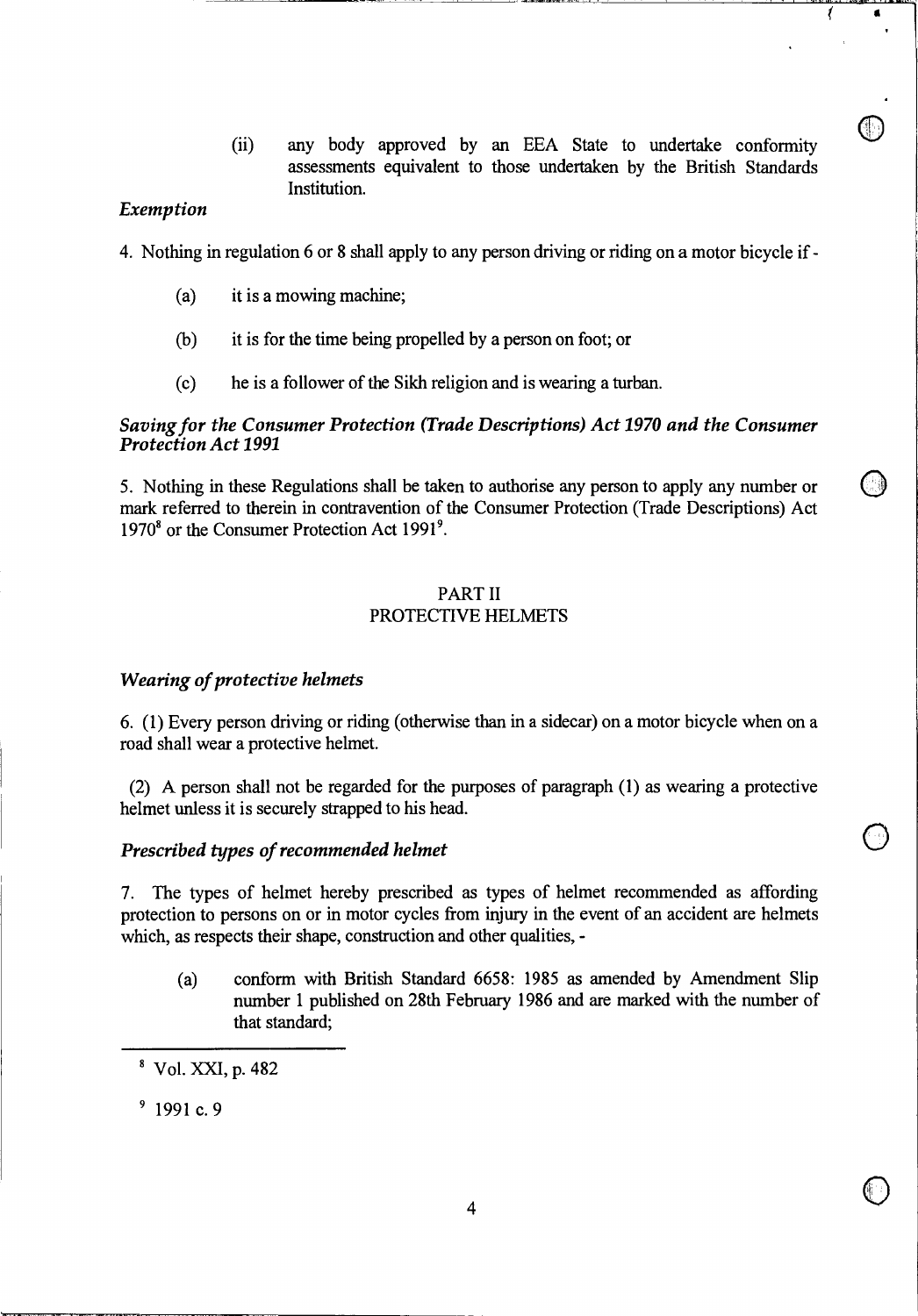(ii) any body approved by an EEA State to undertake conformity assessments equivalent to those undertaken by the British Standards Institution.

*Exemption*

4. Nothing in regulation 6 or 8 shall apply to any person driving or riding on a motor bicycle if -

(a) it is a mowing machine;

(b) it is for the time being propelled by a person on foot; or

(c) he is a follower of the Sikh religion and is wearing a turban.

*Saving for the Consumer Protection (Trade Descriptions) Act 1970 and the Consumer Protection Act 1991*

5. Nothing in these Regulations shall be taken to authorise any person to apply any number or mark referred to therein in contravention of the Consumer Protection (Trade Descriptions) Act 1970[8] or the Consumer Protection Act 1991[9].

## PART II
## PROTECTIVE HELMETS

*Wearing of protective helmets*

6. (1) Every person driving or riding (otherwise than in a sidecar) on a motor bicycle when on a road shall wear a protective helmet.

(2) A person shall not be regarded for the purposes of paragraph (1) as wearing a protective helmet unless it is securely strapped to his head.

*Prescribed types of recommended helmet*

7. The types of helmet hereby prescribed as types of helmet recommended as affording protection to persons on or in motor cycles from injury in the event of an accident are helmets which, as respects their shape, construction and other qualities, -

(a) conform with British Standard 6658: 1985 as amended by Amendment Slip number 1 published on 28th February 1986 and are marked with the number of that standard;

---

[8] Vol. XXI, p. 482

[9] 1991 c. 9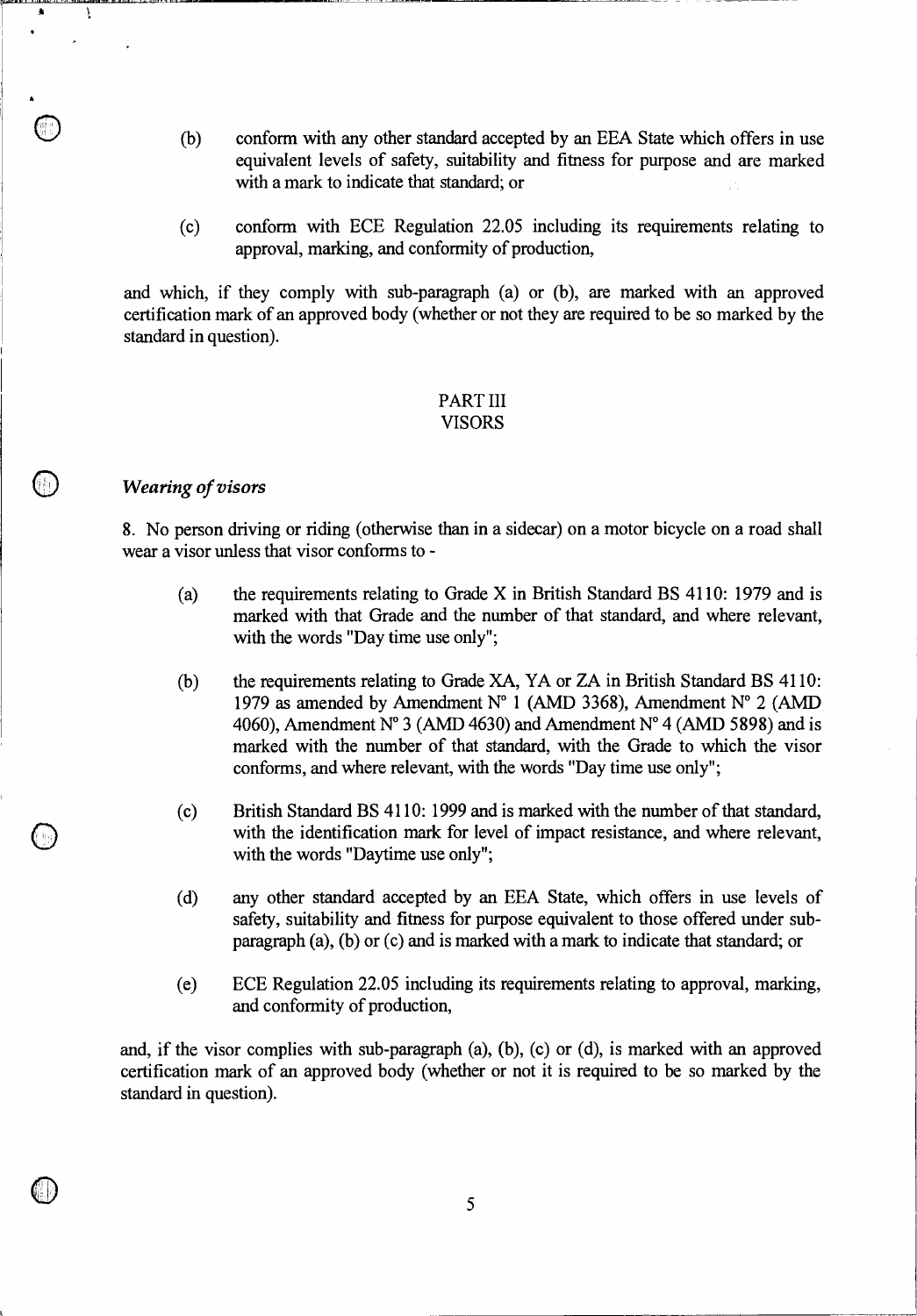(b) conform with any other standard accepted by an EEA State which offers in use equivalent levels of safety, suitability and fitness for purpose and are marked with a mark to indicate that standard; or

(c) conform with ECE Regulation 22.05 including its requirements relating to approval, marking, and conformity of production,

and which, if they comply with sub-paragraph (a) or (b), are marked with an approved certification mark of an approved body (whether or not they are required to be so marked by the standard in question).

## PART III
## VISORS

*Wearing of visors*

8. No person driving or riding (otherwise than in a sidecar) on a motor bicycle on a road shall wear a visor unless that visor conforms to -

(a) the requirements relating to Grade X in British Standard BS 4110: 1979 and is marked with that Grade and the number of that standard, and where relevant, with the words "Day time use only";

(b) the requirements relating to Grade XA, YA or ZA in British Standard BS 4110: 1979 as amended by Amendment N° 1 (AMD 3368), Amendment N° 2 (AMD 4060), Amendment N° 3 (AMD 4630) and Amendment N° 4 (AMD 5898) and is marked with the number of that standard, with the Grade to which the visor conforms, and where relevant, with the words "Day time use only";

(c) British Standard BS 4110: 1999 and is marked with the number of that standard, with the identification mark for level of impact resistance, and where relevant, with the words "Daytime use only";

(d) any other standard accepted by an EEA State, which offers in use levels of safety, suitability and fitness for purpose equivalent to those offered under sub-paragraph (a), (b) or (c) and is marked with a mark to indicate that standard; or

(e) ECE Regulation 22.05 including its requirements relating to approval, marking, and conformity of production,

and, if the visor complies with sub-paragraph (a), (b), (c) or (d), is marked with an approved certification mark of an approved body (whether or not it is required to be so marked by the standard in question).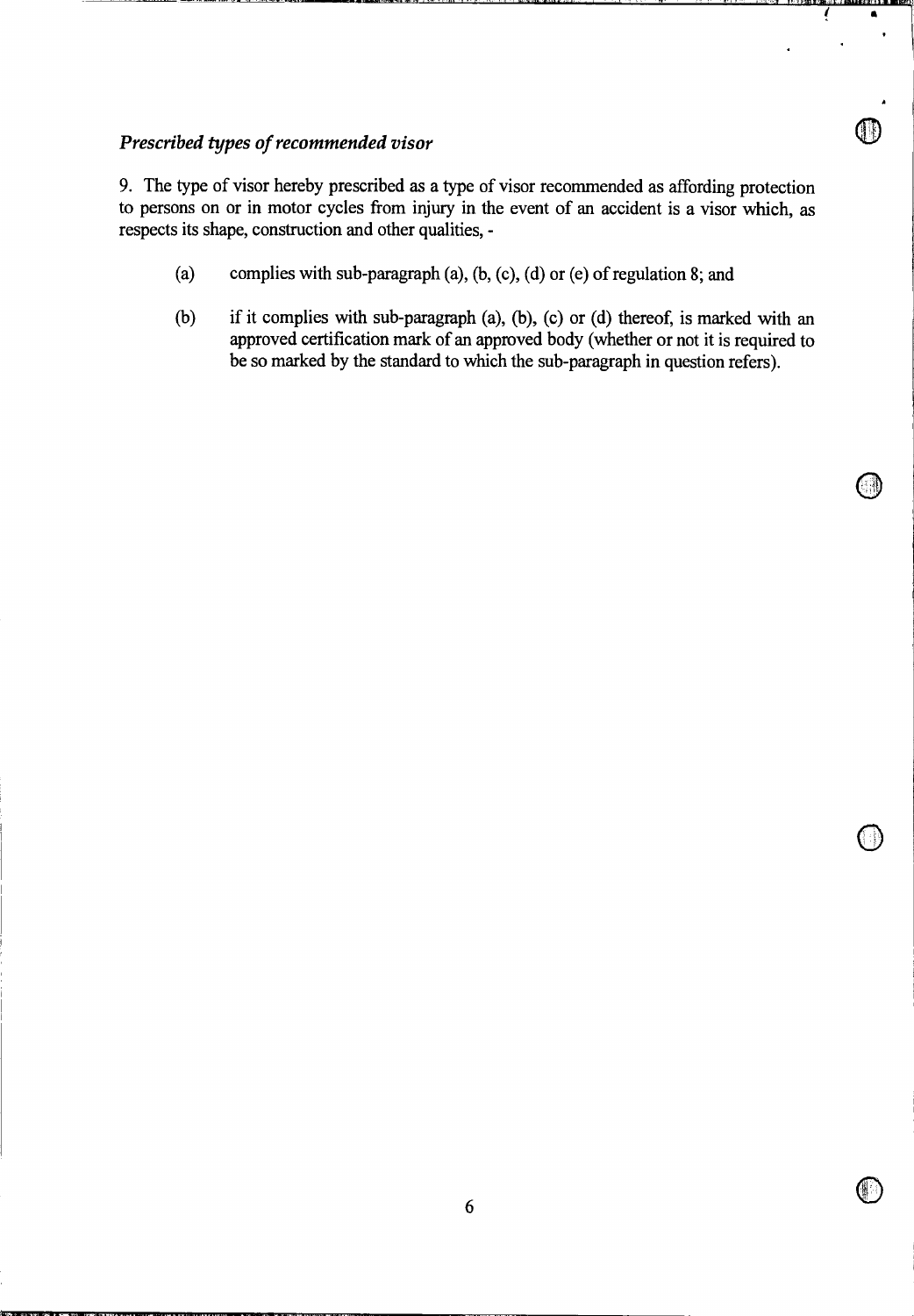*Prescribed types of recommended visor*

9. The type of visor hereby prescribed as a type of visor recommended as affording protection to persons on or in motor cycles from injury in the event of an accident is a visor which, as respects its shape, construction and other qualities, -

(a) complies with sub-paragraph (a), (b, (c), (d) or (e) of regulation 8; and

(b) if it complies with sub-paragraph (a), (b), (c) or (d) thereof, is marked with an approved certification mark of an approved body (whether or not it is required to be so marked by the standard to which the sub-paragraph in question refers).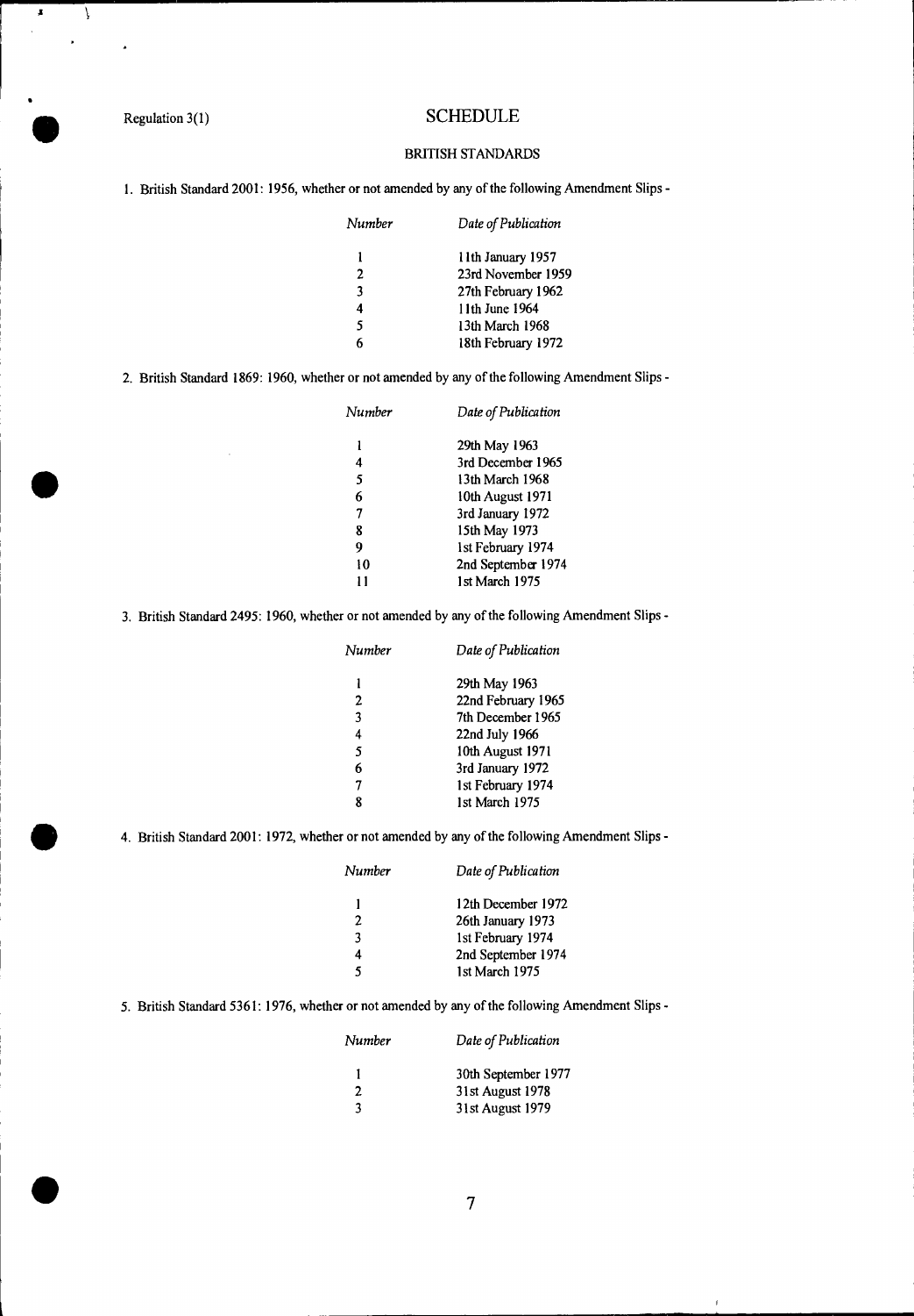Regulation 3(1)

# SCHEDULE

## BRITISH STANDARDS

1. British Standard 2001: 1956, whether or not amended by any of the following Amendment Slips -

| *Number* | *Date of Publication* |
|---|---|
| 1 | 11th January 1957 |
| 2 | 23rd November 1959 |
| 3 | 27th February 1962 |
| 4 | 11th June 1964 |
| 5 | 13th March 1968 |
| 6 | 18th February 1972 |

2. British Standard 1869: 1960, whether or not amended by any of the following Amendment Slips -

| *Number* | *Date of Publication* |
|---|---|
| 1 | 29th May 1963 |
| 4 | 3rd December 1965 |
| 5 | 13th March 1968 |
| 6 | 10th August 1971 |
| 7 | 3rd January 1972 |
| 8 | 15th May 1973 |
| 9 | 1st February 1974 |
| 10 | 2nd September 1974 |
| 11 | 1st March 1975 |

3. British Standard 2495: 1960, whether or not amended by any of the following Amendment Slips -

| *Number* | *Date of Publication* |
|---|---|
| 1 | 29th May 1963 |
| 2 | 22nd February 1965 |
| 3 | 7th December 1965 |
| 4 | 22nd July 1966 |
| 5 | 10th August 1971 |
| 6 | 3rd January 1972 |
| 7 | 1st February 1974 |
| 8 | 1st March 1975 |

4. British Standard 2001: 1972, whether or not amended by any of the following Amendment Slips -

| *Number* | *Date of Publication* |
|---|---|
| 1 | 12th December 1972 |
| 2 | 26th January 1973 |
| 3 | 1st February 1974 |
| 4 | 2nd September 1974 |
| 5 | 1st March 1975 |

5. British Standard 5361: 1976, whether or not amended by any of the following Amendment Slips -

| *Number* | *Date of Publication* |
|---|---|
| 1 | 30th September 1977 |
| 2 | 31st August 1978 |
| 3 | 31st August 1979 |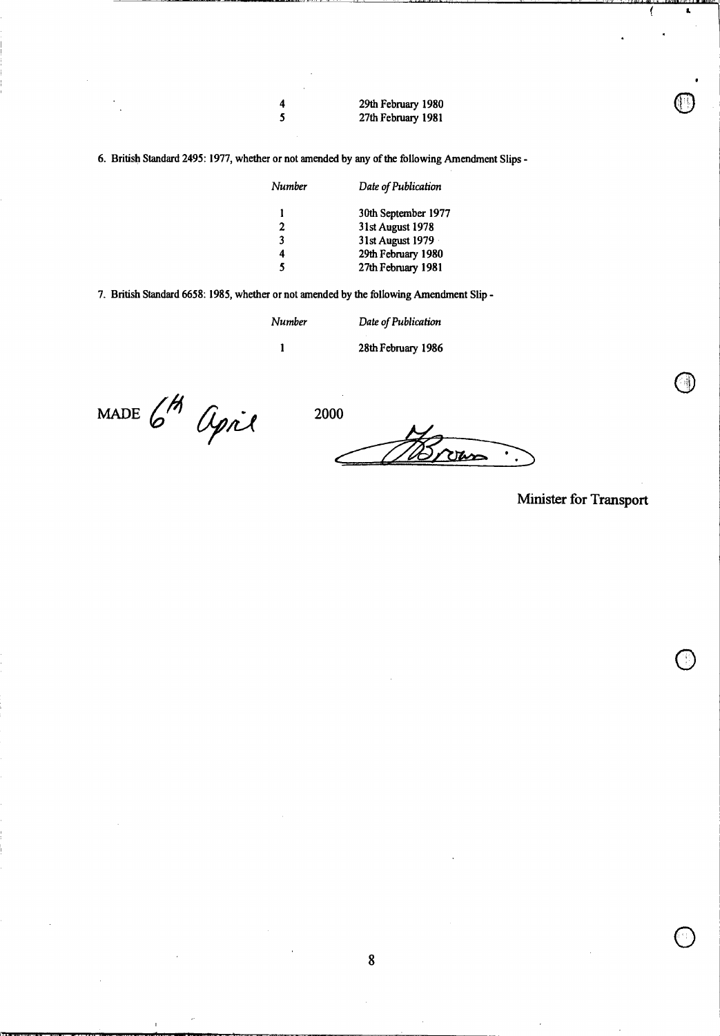| Number | Date of Publication |
|---|---|
| 4 | 29th February 1980 |
| 5 | 27th February 1981 |

6. British Standard 2495: 1977, whether or not amended by any of the following Amendment Slips -

| *Number* | *Date of Publication* |
|---|---|
| 1 | 30th September 1977 |
| 2 | 31st August 1978 |
| 3 | 31st August 1979 |
| 4 | 29th February 1980 |
| 5 | 27th February 1981 |

7. British Standard 6658: 1985, whether or not amended by the following Amendment Slip -

| *Number* | *Date of Publication* |
|---|---|
| 1 | 28th February 1986 |

MADE 6th April 2000

H Brown

Minister for Transport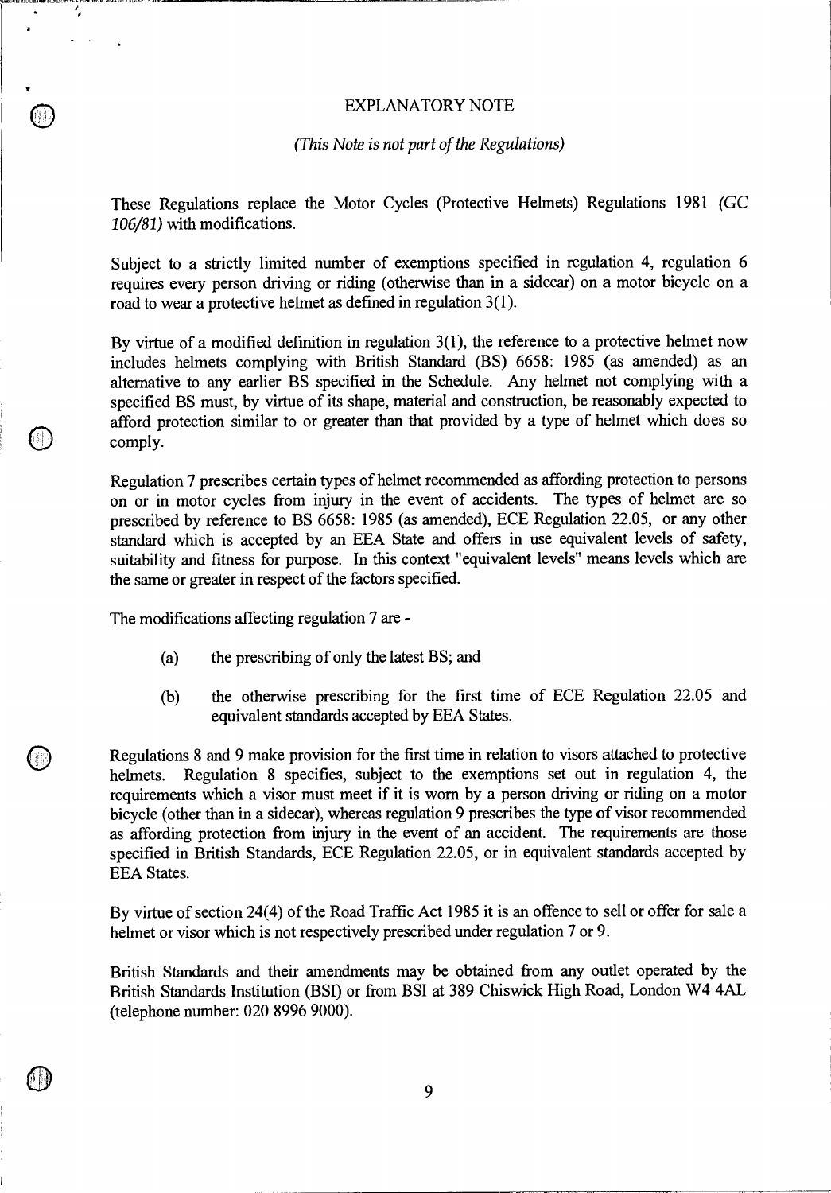# EXPLANATORY NOTE

*(This Note is not part of the Regulations)*

These Regulations replace the Motor Cycles (Protective Helmets) Regulations 1981 *(GC 106/81)* with modifications.

Subject to a strictly limited number of exemptions specified in regulation 4, regulation 6 requires every person driving or riding (otherwise than in a sidecar) on a motor bicycle on a road to wear a protective helmet as defined in regulation 3(1).

By virtue of a modified definition in regulation 3(1), the reference to a protective helmet now includes helmets complying with British Standard (BS) 6658: 1985 (as amended) as an alternative to any earlier BS specified in the Schedule. Any helmet not complying with a specified BS must, by virtue of its shape, material and construction, be reasonably expected to afford protection similar to or greater than that provided by a type of helmet which does so comply.

Regulation 7 prescribes certain types of helmet recommended as affording protection to persons on or in motor cycles from injury in the event of accidents. The types of helmet are so prescribed by reference to BS 6658: 1985 (as amended), ECE Regulation 22.05, or any other standard which is accepted by an EEA State and offers in use equivalent levels of safety, suitability and fitness for purpose. In this context "equivalent levels" means levels which are the same or greater in respect of the factors specified.

The modifications affecting regulation 7 are -

(a) the prescribing of only the latest BS; and

(b) the otherwise prescribing for the first time of ECE Regulation 22.05 and equivalent standards accepted by EEA States.

Regulations 8 and 9 make provision for the first time in relation to visors attached to protective helmets. Regulation 8 specifies, subject to the exemptions set out in regulation 4, the requirements which a visor must meet if it is worn by a person driving or riding on a motor bicycle (other than in a sidecar), whereas regulation 9 prescribes the type of visor recommended as affording protection from injury in the event of an accident. The requirements are those specified in British Standards, ECE Regulation 22.05, or in equivalent standards accepted by EEA States.

By virtue of section 24(4) of the Road Traffic Act 1985 it is an offence to sell or offer for sale a helmet or visor which is not respectively prescribed under regulation 7 or 9.

British Standards and their amendments may be obtained from any outlet operated by the British Standards Institution (BSI) or from BSI at 389 Chiswick High Road, London W4 4AL (telephone number: 020 8996 9000).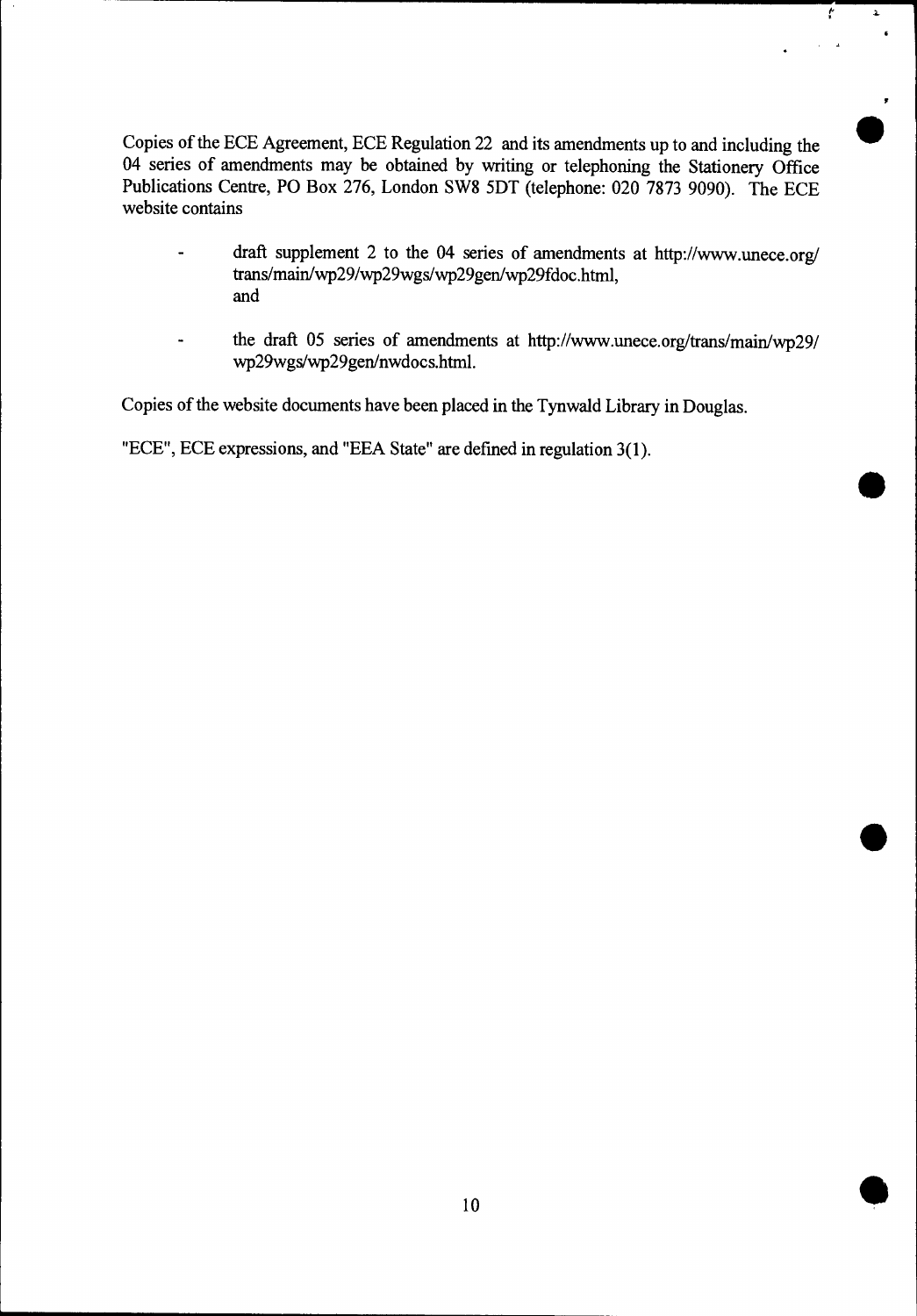Copies of the ECE Agreement, ECE Regulation 22 and its amendments up to and including the 04 series of amendments may be obtained by writing or telephoning the Stationery Office Publications Centre, PO Box 276, London SW8 5DT (telephone: 020 7873 9090). The ECE website contains

- draft supplement 2 to the 04 series of amendments at http://www.unece.org/trans/main/wp29/wp29wgs/wp29gen/wp29fdoc.html, and

- the draft 05 series of amendments at http://www.unece.org/trans/main/wp29/wp29wgs/wp29gen/nwdocs.html.

Copies of the website documents have been placed in the Tynwald Library in Douglas.

"ECE", ECE expressions, and "EEA State" are defined in regulation 3(1).